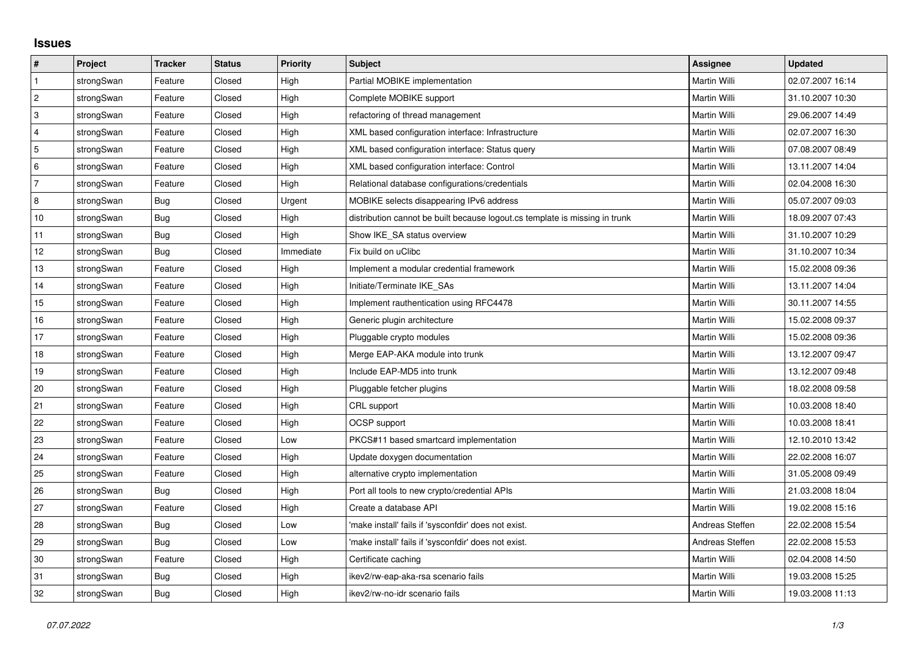## Issues

| # | Project | Tracker | Status | Priority | Subject | Assignee | Updated |
|---|---|---|---|---|---|---|---|
| 1 | strongSwan | Feature | Closed | High | Partial MOBIKE implementation | Martin Willi | 02.07.2007 16:14 |
| 2 | strongSwan | Feature | Closed | High | Complete MOBIKE support | Martin Willi | 31.10.2007 10:30 |
| 3 | strongSwan | Feature | Closed | High | refactoring of thread management | Martin Willi | 29.06.2007 14:49 |
| 4 | strongSwan | Feature | Closed | High | XML based configuration interface: Infrastructure | Martin Willi | 02.07.2007 16:30 |
| 5 | strongSwan | Feature | Closed | High | XML based configuration interface: Status query | Martin Willi | 07.08.2007 08:49 |
| 6 | strongSwan | Feature | Closed | High | XML based configuration interface: Control | Martin Willi | 13.11.2007 14:04 |
| 7 | strongSwan | Feature | Closed | High | Relational database configurations/credentials | Martin Willi | 02.04.2008 16:30 |
| 8 | strongSwan | Bug | Closed | Urgent | MOBIKE selects disappearing IPv6 address | Martin Willi | 05.07.2007 09:03 |
| 10 | strongSwan | Bug | Closed | High | distribution cannot be built because logout.cs template is missing in trunk | Martin Willi | 18.09.2007 07:43 |
| 11 | strongSwan | Bug | Closed | High | Show IKE_SA status overview | Martin Willi | 31.10.2007 10:29 |
| 12 | strongSwan | Bug | Closed | Immediate | Fix build on uClibc | Martin Willi | 31.10.2007 10:34 |
| 13 | strongSwan | Feature | Closed | High | Implement a modular credential framework | Martin Willi | 15.02.2008 09:36 |
| 14 | strongSwan | Feature | Closed | High | Initiate/Terminate IKE_SAs | Martin Willi | 13.11.2007 14:04 |
| 15 | strongSwan | Feature | Closed | High | Implement rauthentication using RFC4478 | Martin Willi | 30.11.2007 14:55 |
| 16 | strongSwan | Feature | Closed | High | Generic plugin architecture | Martin Willi | 15.02.2008 09:37 |
| 17 | strongSwan | Feature | Closed | High | Pluggable crypto modules | Martin Willi | 15.02.2008 09:36 |
| 18 | strongSwan | Feature | Closed | High | Merge EAP-AKA module into trunk | Martin Willi | 13.12.2007 09:47 |
| 19 | strongSwan | Feature | Closed | High | Include EAP-MD5 into trunk | Martin Willi | 13.12.2007 09:48 |
| 20 | strongSwan | Feature | Closed | High | Pluggable fetcher plugins | Martin Willi | 18.02.2008 09:58 |
| 21 | strongSwan | Feature | Closed | High | CRL support | Martin Willi | 10.03.2008 18:40 |
| 22 | strongSwan | Feature | Closed | High | OCSP support | Martin Willi | 10.03.2008 18:41 |
| 23 | strongSwan | Feature | Closed | Low | PKCS#11 based smartcard implementation | Martin Willi | 12.10.2010 13:42 |
| 24 | strongSwan | Feature | Closed | High | Update doxygen documentation | Martin Willi | 22.02.2008 16:07 |
| 25 | strongSwan | Feature | Closed | High | alternative crypto implementation | Martin Willi | 31.05.2008 09:49 |
| 26 | strongSwan | Bug | Closed | High | Port all tools to new crypto/credential APIs | Martin Willi | 21.03.2008 18:04 |
| 27 | strongSwan | Feature | Closed | High | Create a database API | Martin Willi | 19.02.2008 15:16 |
| 28 | strongSwan | Bug | Closed | Low | 'make install' fails if 'sysconfdir' does not exist. | Andreas Steffen | 22.02.2008 15:54 |
| 29 | strongSwan | Bug | Closed | Low | 'make install' fails if 'sysconfdir' does not exist. | Andreas Steffen | 22.02.2008 15:53 |
| 30 | strongSwan | Feature | Closed | High | Certificate caching | Martin Willi | 02.04.2008 14:50 |
| 31 | strongSwan | Bug | Closed | High | ikev2/rw-eap-aka-rsa scenario fails | Martin Willi | 19.03.2008 15:25 |
| 32 | strongSwan | Bug | Closed | High | ikev2/rw-no-idr scenario fails | Martin Willi | 19.03.2008 11:13 |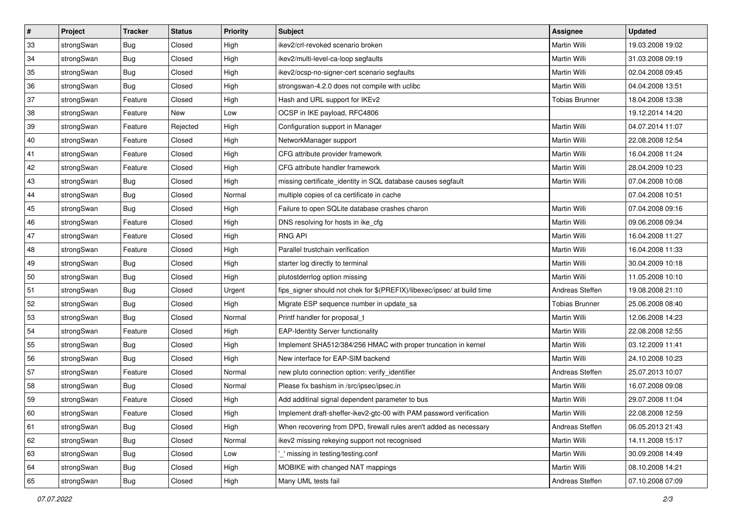| # | Project | Tracker | Status | Priority | Subject | Assignee | Updated |
|---|---|---|---|---|---|---|---|
| 33 | strongSwan | Bug | Closed | High | ikev2/crl-revoked scenario broken | Martin Willi | 19.03.2008 19:02 |
| 34 | strongSwan | Bug | Closed | High | ikev2/multi-level-ca-loop segfaults | Martin Willi | 31.03.2008 09:19 |
| 35 | strongSwan | Bug | Closed | High | ikev2/ocsp-no-signer-cert scenario segfaults | Martin Willi | 02.04.2008 09:45 |
| 36 | strongSwan | Bug | Closed | High | strongswan-4.2.0 does not compile with uclibc | Martin Willi | 04.04.2008 13:51 |
| 37 | strongSwan | Feature | Closed | High | Hash and URL support for IKEv2 | Tobias Brunner | 18.04.2008 13:38 |
| 38 | strongSwan | Feature | New | Low | OCSP in IKE payload, RFC4806 | | 19.12.2014 14:20 |
| 39 | strongSwan | Feature | Rejected | High | Configuration support in Manager | Martin Willi | 04.07.2014 11:07 |
| 40 | strongSwan | Feature | Closed | High | NetworkManager support | Martin Willi | 22.08.2008 12:54 |
| 41 | strongSwan | Feature | Closed | High | CFG attribute provider framework | Martin Willi | 16.04.2008 11:24 |
| 42 | strongSwan | Feature | Closed | High | CFG attribute handler framework | Martin Willi | 28.04.2009 10:23 |
| 43 | strongSwan | Bug | Closed | High | missing certificate_identity in SQL database causes segfault | Martin Willi | 07.04.2008 10:08 |
| 44 | strongSwan | Bug | Closed | Normal | multiple copies of ca certificate in cache | | 07.04.2008 10:51 |
| 45 | strongSwan | Bug | Closed | High | Failure to open SQLite database crashes charon | Martin Willi | 07.04.2008 09:16 |
| 46 | strongSwan | Feature | Closed | High | DNS resolving for hosts in ike_cfg | Martin Willi | 09.06.2008 09:34 |
| 47 | strongSwan | Feature | Closed | High | RNG API | Martin Willi | 16.04.2008 11:27 |
| 48 | strongSwan | Feature | Closed | High | Parallel trustchain verification | Martin Willi | 16.04.2008 11:33 |
| 49 | strongSwan | Bug | Closed | High | starter log directly to terminal | Martin Willi | 30.04.2009 10:18 |
| 50 | strongSwan | Bug | Closed | High | plutostderrlog option missing | Martin Willi | 11.05.2008 10:10 |
| 51 | strongSwan | Bug | Closed | Urgent | fips_signer should not chek for $(PREFIX)/libexec/ipsec/ at build time | Andreas Steffen | 19.08.2008 21:10 |
| 52 | strongSwan | Bug | Closed | High | Migrate ESP sequence number in update_sa | Tobias Brunner | 25.06.2008 08:40 |
| 53 | strongSwan | Bug | Closed | Normal | Printf handler for proposal_t | Martin Willi | 12.06.2008 14:23 |
| 54 | strongSwan | Feature | Closed | High | EAP-Identity Server functionality | Martin Willi | 22.08.2008 12:55 |
| 55 | strongSwan | Bug | Closed | High | Implement SHA512/384/256 HMAC with proper truncation in kernel | Martin Willi | 03.12.2009 11:41 |
| 56 | strongSwan | Bug | Closed | High | New interface for EAP-SIM backend | Martin Willi | 24.10.2008 10:23 |
| 57 | strongSwan | Feature | Closed | Normal | new pluto connection option: verify_identifier | Andreas Steffen | 25.07.2013 10:07 |
| 58 | strongSwan | Bug | Closed | Normal | Please fix bashism in /src/ipsec/ipsec.in | Martin Willi | 16.07.2008 09:08 |
| 59 | strongSwan | Feature | Closed | High | Add additinal signal dependent parameter to bus | Martin Willi | 29.07.2008 11:04 |
| 60 | strongSwan | Feature | Closed | High | Implement draft-sheffer-ikev2-gtc-00 with PAM password verification | Martin Willi | 22.08.2008 12:59 |
| 61 | strongSwan | Bug | Closed | High | When recovering from DPD, firewall rules aren't added as necessary | Andreas Steffen | 06.05.2013 21:43 |
| 62 | strongSwan | Bug | Closed | Normal | ikev2 missing rekeying support not recognised | Martin Willi | 14.11.2008 15:17 |
| 63 | strongSwan | Bug | Closed | Low | '_' missing in testing/testing.conf | Martin Willi | 30.09.2008 14:49 |
| 64 | strongSwan | Bug | Closed | High | MOBIKE with changed NAT mappings | Martin Willi | 08.10.2008 14:21 |
| 65 | strongSwan | Bug | Closed | High | Many UML tests fail | Andreas Steffen | 07.10.2008 07:09 |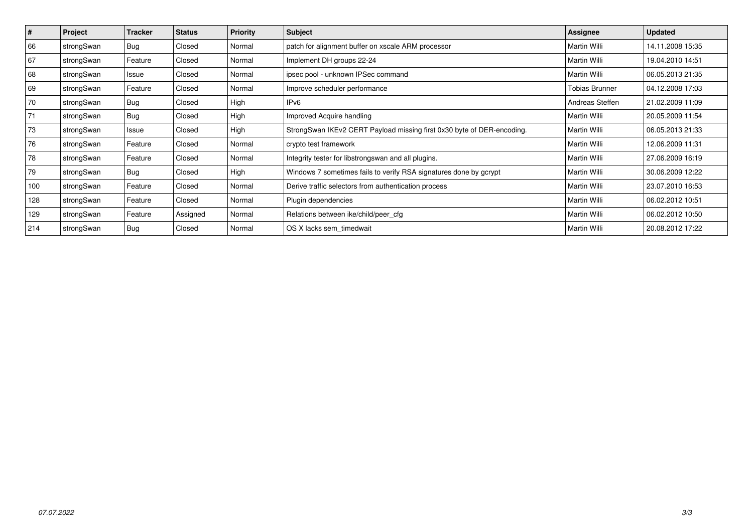| # | Project | Tracker | Status | Priority | Subject | Assignee | Updated |
|---|---|---|---|---|---|---|---|
| 66 | strongSwan | Bug | Closed | Normal | patch for alignment buffer on xscale ARM processor | Martin Willi | 14.11.2008 15:35 |
| 67 | strongSwan | Feature | Closed | Normal | Implement DH groups 22-24 | Martin Willi | 19.04.2010 14:51 |
| 68 | strongSwan | Issue | Closed | Normal | ipsec pool - unknown IPSec command | Martin Willi | 06.05.2013 21:35 |
| 69 | strongSwan | Feature | Closed | Normal | Improve scheduler performance | Tobias Brunner | 04.12.2008 17:03 |
| 70 | strongSwan | Bug | Closed | High | IPv6 | Andreas Steffen | 21.02.2009 11:09 |
| 71 | strongSwan | Bug | Closed | High | Improved Acquire handling | Martin Willi | 20.05.2009 11:54 |
| 73 | strongSwan | Issue | Closed | High | StrongSwan IKEv2 CERT Payload missing first 0x30 byte of DER-encoding. | Martin Willi | 06.05.2013 21:33 |
| 76 | strongSwan | Feature | Closed | Normal | crypto test framework | Martin Willi | 12.06.2009 11:31 |
| 78 | strongSwan | Feature | Closed | Normal | Integrity tester for libstrongswan and all plugins. | Martin Willi | 27.06.2009 16:19 |
| 79 | strongSwan | Bug | Closed | High | Windows 7 sometimes fails to verify RSA signatures done by gcrypt | Martin Willi | 30.06.2009 12:22 |
| 100 | strongSwan | Feature | Closed | Normal | Derive traffic selectors from authentication process | Martin Willi | 23.07.2010 16:53 |
| 128 | strongSwan | Feature | Closed | Normal | Plugin dependencies | Martin Willi | 06.02.2012 10:51 |
| 129 | strongSwan | Feature | Assigned | Normal | Relations between ike/child/peer_cfg | Martin Willi | 06.02.2012 10:50 |
| 214 | strongSwan | Bug | Closed | Normal | OS X lacks sem_timedwait | Martin Willi | 20.08.2012 17:22 |